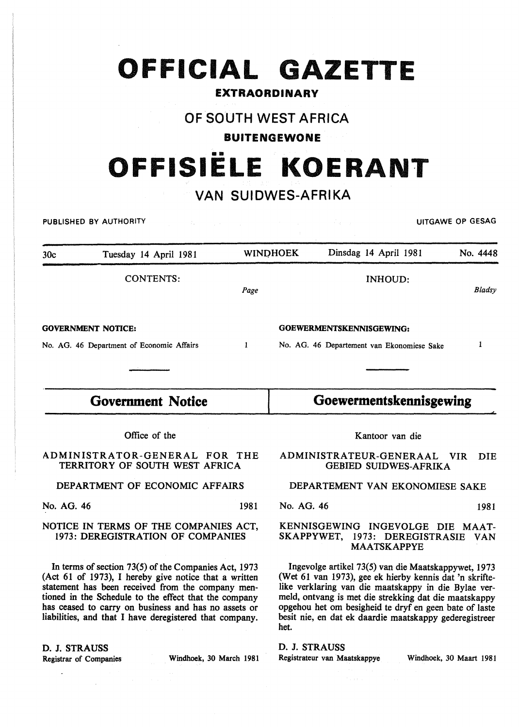# OFFICIAL GAZETTE

**EXTRAORDINARY**

## OF SOUTH WEST AFRICA

**BUITENGEWONE**

# OFFISIËLE KOERANT

## VAN SUIDWES-AFRIKA

PUBLISHED BY AUTHORITY — UITGAWE OP GESAG

| 30c | Tuesday 14 April 1981 | WINDHOEK | Dinsdag 14 April 1981 | No. 4448 |
|---|---|---|---|---|

| CONTENTS: | *Page* | INHOUD: | *Bladsy* |
|---|---|---|---|
| **GOVERNMENT NOTICE:** | | **GOEWERMENTSKENNISGEWING:** | |
| No. AG. 46 Department of Economic Affairs | 1 | No. AG. 46 Departement van Ekonomiese Sake | 1 |

## Government Notice

Office of the

ADMINISTRATOR-GENERAL FOR THE TERRITORY OF SOUTH WEST AFRICA

DEPARTMENT OF ECONOMIC AFFAIRS

No. AG. 46 — 1981

NOTICE IN TERMS OF THE COMPANIES ACT, 1973: DEREGISTRATION OF COMPANIES

In terms of section 73(5) of the Companies Act, 1973 (Act 61 of 1973), I hereby give notice that a written statement has been received from the company mentioned in the Schedule to the effect that the company has ceased to carry on business and has no assets or liabilities, and that I have deregistered that company.

D. J. STRAUSS
Registrar of Companies — Windhoek, 30 March 1981

## Goewermentskennisgewing

Kantoor van die

ADMINISTRATEUR-GENERAAL VIR DIE GEBIED SUIDWES-AFRIKA

DEPARTEMENT VAN EKONOMIESE SAKE

No. AG. 46 — 1981

KENNISGEWING INGEVOLGE DIE MAATSKAPPYWET, 1973: DEREGISTRASIE VAN MAATSKAPPYE

Ingevolge artikel 73(5) van die Maatskappywet, 1973 (Wet 61 van 1973), gee ek hierby kennis dat 'n skriftelike verklaring van die maatskappy in die Bylae vermeld, ontvang is met die strekking dat die maatskappy opgehou het om besigheid te dryf en geen bate of laste besit nie, en dat ek daardie maatskappy gederegistreer het.

D. J. STRAUSS
Registrateur van Maatskappye — Windhoek, 30 Maart 1981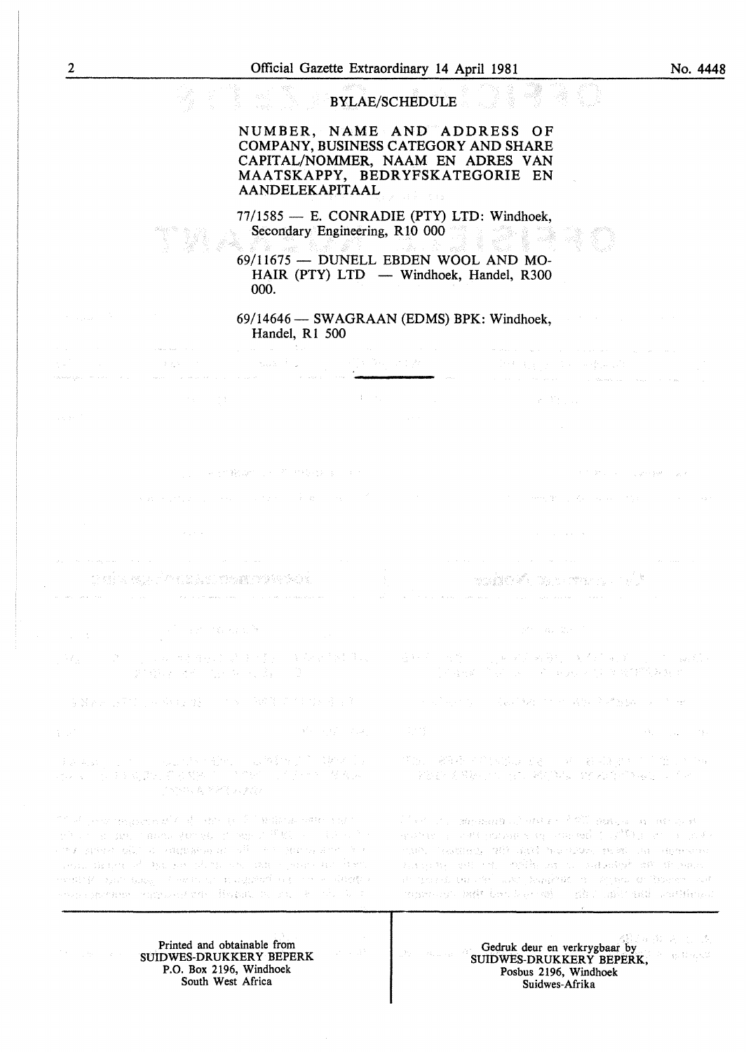## BYLAE/SCHEDULE

**NUMBER, NAME AND ADDRESS OF COMPANY, BUSINESS CATEGORY AND SHARE CAPITAL/NOMMER, NAAM EN ADRES VAN MAATSKAPPY, BEDRYFSKATEGORIE EN AANDELEKAPITAAL**

77/1585 — E. CONRADIE (PTY) LTD: Windhoek, Secondary Engineering, R10 000

69/11675 — DUNELL EBDEN WOOL AND MOHAIR (PTY) LTD — Windhoek, Handel, R300 000.

69/14646 — SWAGRAAN (EDMS) BPK: Windhoek, Handel, R1 500

---

Printed and obtainable from
SUIDWES-DRUKKERY BEPERK
P.O. Box 2196, Windhoek
South West Africa

Gedruk deur en verkrygbaar by
SUIDWES-DRUKKERY BEPERK,
Posbus 2196, Windhoek
Suidwes-Afrika